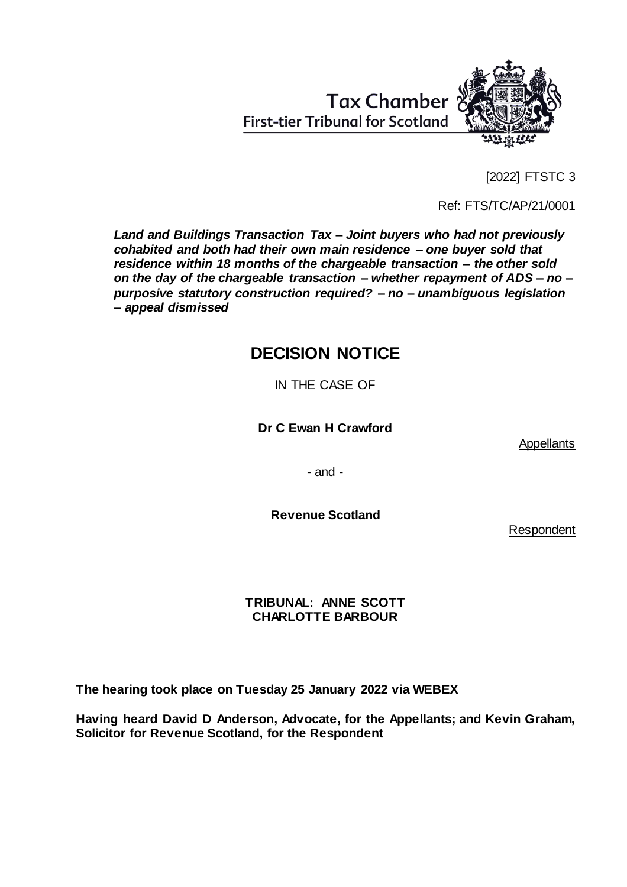Tax Chamber
First-tier Tribunal for Scotland

[2022] FTSTC 3

Ref: FTS/TC/AP/21/0001

***Land and Buildings Transaction Tax – Joint buyers who had not previously cohabited and both had their own main residence – one buyer sold that residence within 18 months of the chargeable transaction – the other sold on the day of the chargeable transaction – whether repayment of ADS – no – purposive statutory construction required? – no – unambiguous legislation – appeal dismissed***

# DECISION NOTICE

IN THE CASE OF

**Dr C Ewan H Crawford**

Appellants

- and -

**Revenue Scotland**

Respondent

**TRIBUNAL: ANNE SCOTT**
**CHARLOTTE BARBOUR**

**The hearing took place on Tuesday 25 January 2022 via WEBEX**

**Having heard David D Anderson, Advocate, for the Appellants; and Kevin Graham, Solicitor for Revenue Scotland, for the Respondent**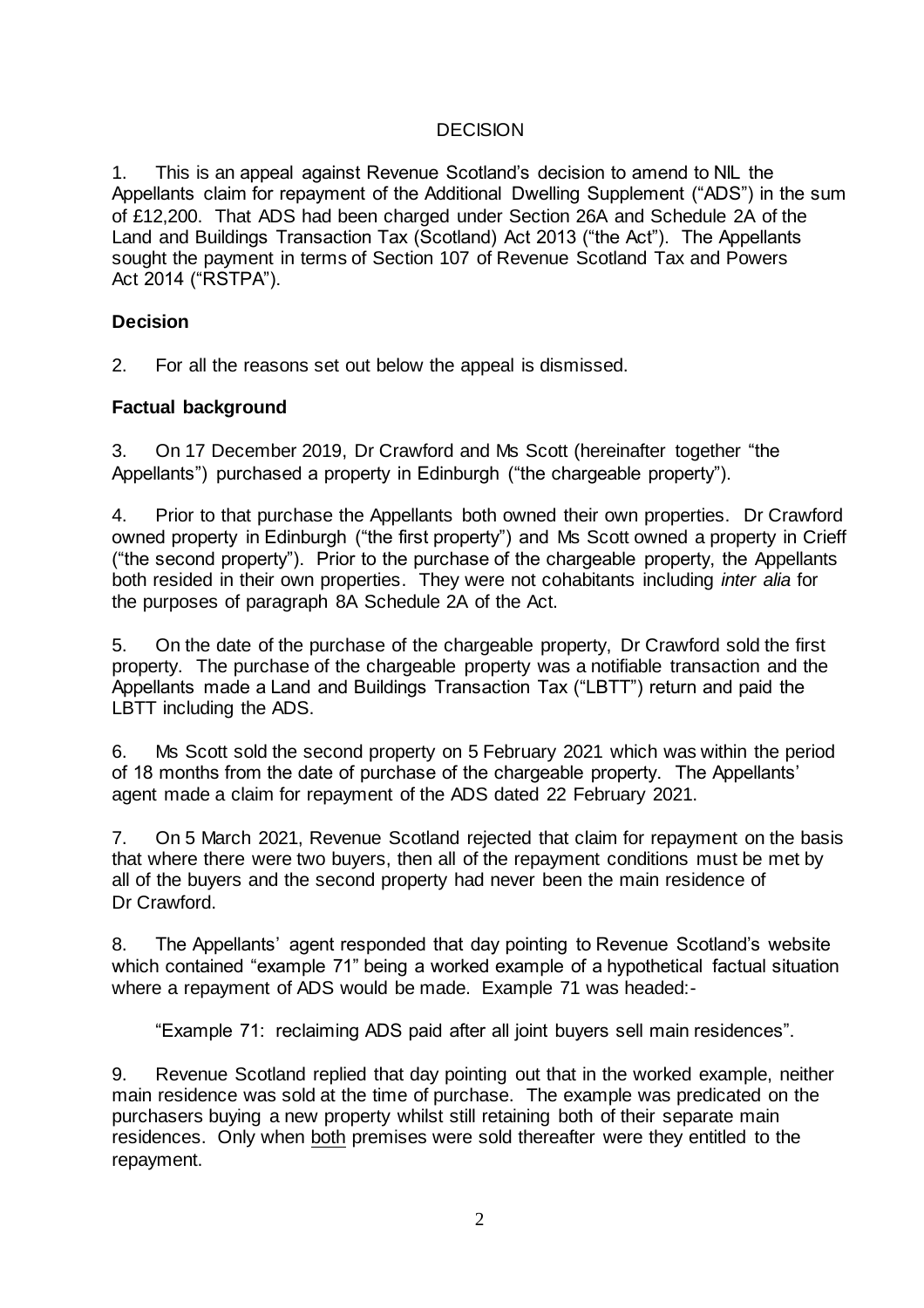## DECISION

1. This is an appeal against Revenue Scotland's decision to amend to NIL the Appellants claim for repayment of the Additional Dwelling Supplement ("ADS") in the sum of £12,200. That ADS had been charged under Section 26A and Schedule 2A of the Land and Buildings Transaction Tax (Scotland) Act 2013 ("the Act"). The Appellants sought the payment in terms of Section 107 of Revenue Scotland Tax and Powers Act 2014 ("RSTPA").

### Decision

2. For all the reasons set out below the appeal is dismissed.

### Factual background

3. On 17 December 2019, Dr Crawford and Ms Scott (hereinafter together "the Appellants") purchased a property in Edinburgh ("the chargeable property").

4. Prior to that purchase the Appellants both owned their own properties. Dr Crawford owned property in Edinburgh ("the first property") and Ms Scott owned a property in Crieff ("the second property"). Prior to the purchase of the chargeable property, the Appellants both resided in their own properties. They were not cohabitants including *inter alia* for the purposes of paragraph 8A Schedule 2A of the Act.

5. On the date of the purchase of the chargeable property, Dr Crawford sold the first property. The purchase of the chargeable property was a notifiable transaction and the Appellants made a Land and Buildings Transaction Tax ("LBTT") return and paid the LBTT including the ADS.

6. Ms Scott sold the second property on 5 February 2021 which was within the period of 18 months from the date of purchase of the chargeable property. The Appellants' agent made a claim for repayment of the ADS dated 22 February 2021.

7. On 5 March 2021, Revenue Scotland rejected that claim for repayment on the basis that where there were two buyers, then all of the repayment conditions must be met by all of the buyers and the second property had never been the main residence of Dr Crawford.

8. The Appellants' agent responded that day pointing to Revenue Scotland's website which contained "example 71" being a worked example of a hypothetical factual situation where a repayment of ADS would be made. Example 71 was headed:-

> "Example 71: reclaiming ADS paid after all joint buyers sell main residences".

9. Revenue Scotland replied that day pointing out that in the worked example, neither main residence was sold at the time of purchase. The example was predicated on the purchasers buying a new property whilst still retaining both of their separate main residences. Only when <u>both</u> premises were sold thereafter were they entitled to the repayment.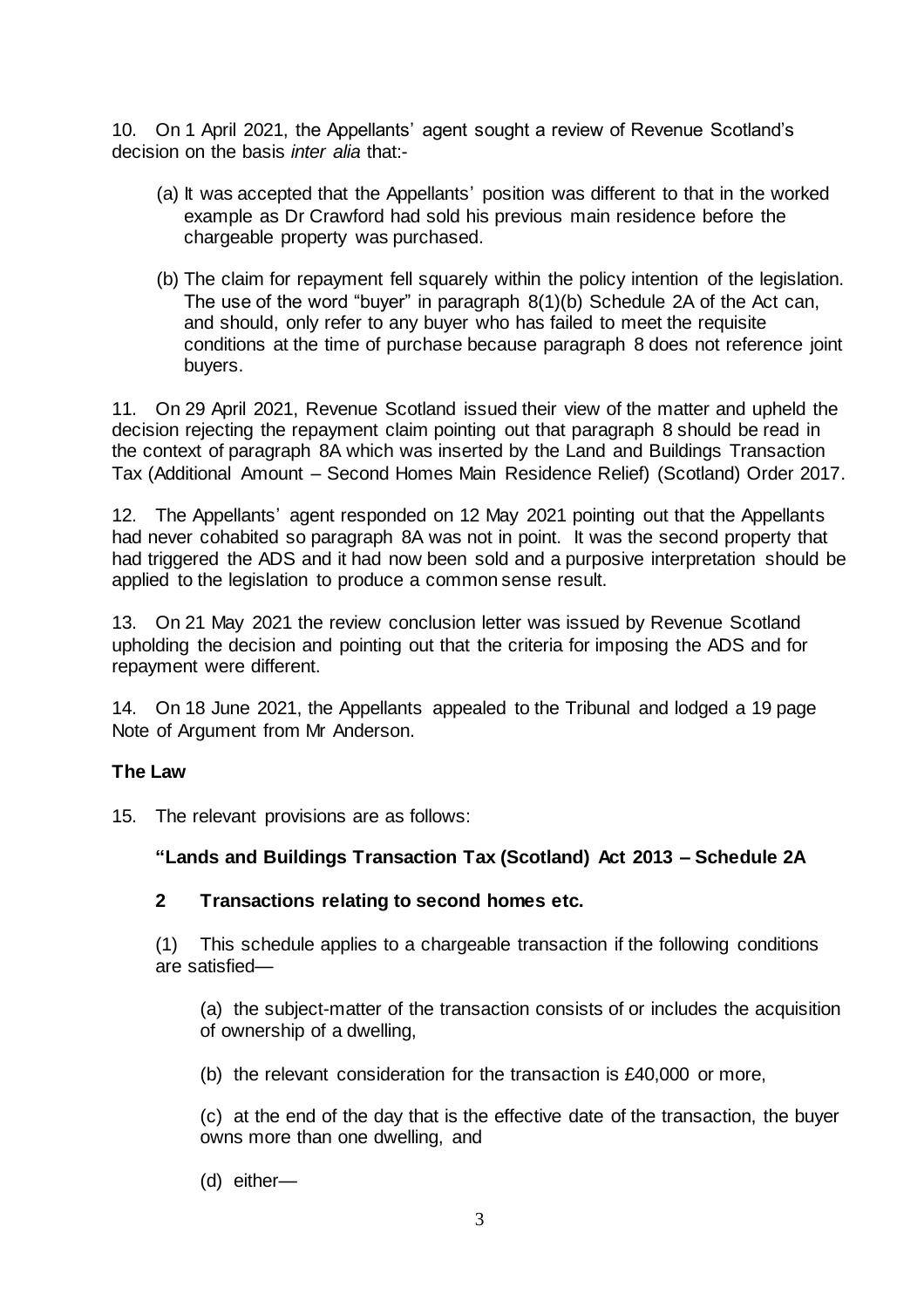10. On 1 April 2021, the Appellants' agent sought a review of Revenue Scotland's decision on the basis *inter alia* that:-

   (a) It was accepted that the Appellants' position was different to that in the worked example as Dr Crawford had sold his previous main residence before the chargeable property was purchased.

   (b) The claim for repayment fell squarely within the policy intention of the legislation. The use of the word "buyer" in paragraph 8(1)(b) Schedule 2A of the Act can, and should, only refer to any buyer who has failed to meet the requisite conditions at the time of purchase because paragraph 8 does not reference joint buyers.

11. On 29 April 2021, Revenue Scotland issued their view of the matter and upheld the decision rejecting the repayment claim pointing out that paragraph 8 should be read in the context of paragraph 8A which was inserted by the Land and Buildings Transaction Tax (Additional Amount – Second Homes Main Residence Relief) (Scotland) Order 2017.

12. The Appellants' agent responded on 12 May 2021 pointing out that the Appellants had never cohabited so paragraph 8A was not in point. It was the second property that had triggered the ADS and it had now been sold and a purposive interpretation should be applied to the legislation to produce a common sense result.

13. On 21 May 2021 the review conclusion letter was issued by Revenue Scotland upholding the decision and pointing out that the criteria for imposing the ADS and for repayment were different.

14. On 18 June 2021, the Appellants appealed to the Tribunal and lodged a 19 page Note of Argument from Mr Anderson.

## The Law

15. The relevant provisions are as follows:

**"Lands and Buildings Transaction Tax (Scotland) Act 2013 – Schedule 2A**

**2 Transactions relating to second homes etc.**

(1) This schedule applies to a chargeable transaction if the following conditions are satisfied—

(a) the subject-matter of the transaction consists of or includes the acquisition of ownership of a dwelling,

(b) the relevant consideration for the transaction is £40,000 or more,

(c) at the end of the day that is the effective date of the transaction, the buyer owns more than one dwelling, and

(d) either—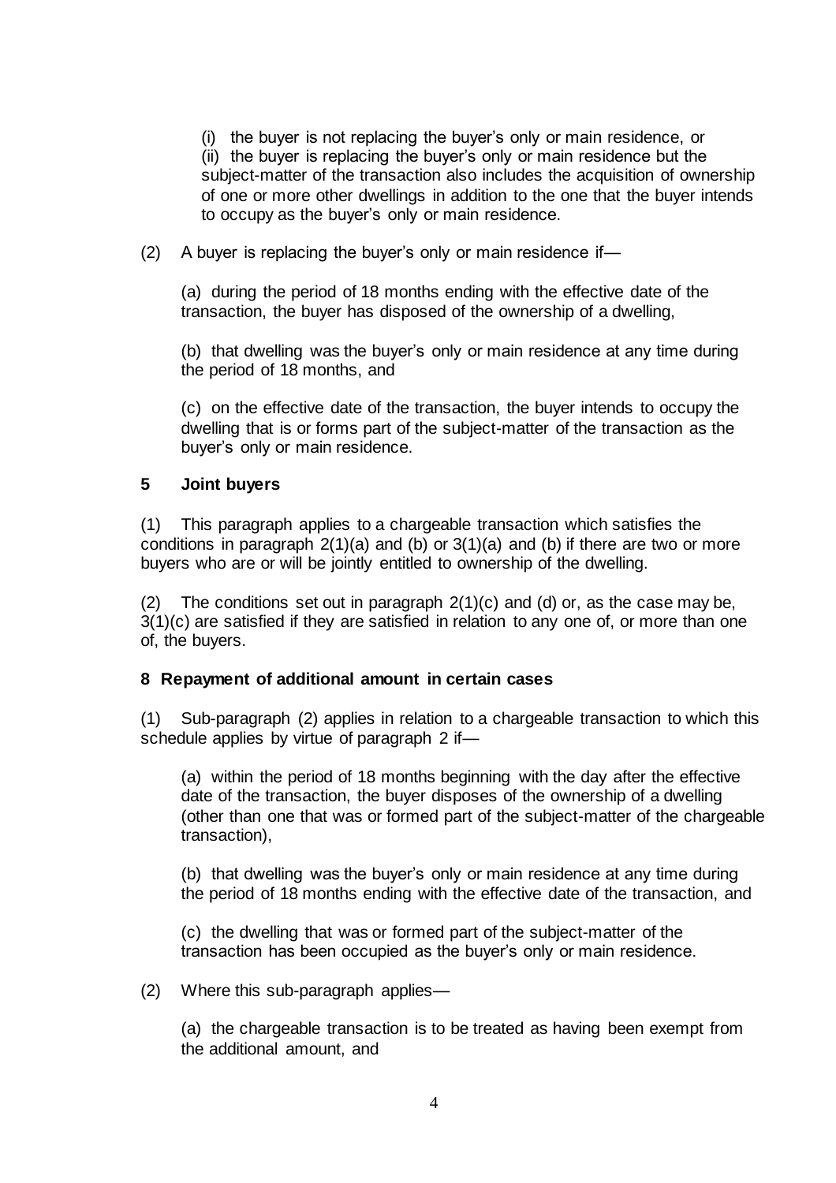(i) the buyer is not replacing the buyer's only or main residence, or

(ii) the buyer is replacing the buyer's only or main residence but the subject-matter of the transaction also includes the acquisition of ownership of one or more other dwellings in addition to the one that the buyer intends to occupy as the buyer's only or main residence.

(2) A buyer is replacing the buyer's only or main residence if—

(a) during the period of 18 months ending with the effective date of the transaction, the buyer has disposed of the ownership of a dwelling,

(b) that dwelling was the buyer's only or main residence at any time during the period of 18 months, and

(c) on the effective date of the transaction, the buyer intends to occupy the dwelling that is or forms part of the subject-matter of the transaction as the buyer's only or main residence.

**5 Joint buyers**

(1) This paragraph applies to a chargeable transaction which satisfies the conditions in paragraph 2(1)(a) and (b) or 3(1)(a) and (b) if there are two or more buyers who are or will be jointly entitled to ownership of the dwelling.

(2) The conditions set out in paragraph 2(1)(c) and (d) or, as the case may be, 3(1)(c) are satisfied if they are satisfied in relation to any one of, or more than one of, the buyers.

**8 Repayment of additional amount in certain cases**

(1) Sub-paragraph (2) applies in relation to a chargeable transaction to which this schedule applies by virtue of paragraph 2 if—

(a) within the period of 18 months beginning with the day after the effective date of the transaction, the buyer disposes of the ownership of a dwelling (other than one that was or formed part of the subject-matter of the chargeable transaction),

(b) that dwelling was the buyer's only or main residence at any time during the period of 18 months ending with the effective date of the transaction, and

(c) the dwelling that was or formed part of the subject-matter of the transaction has been occupied as the buyer's only or main residence.

(2) Where this sub-paragraph applies—

(a) the chargeable transaction is to be treated as having been exempt from the additional amount, and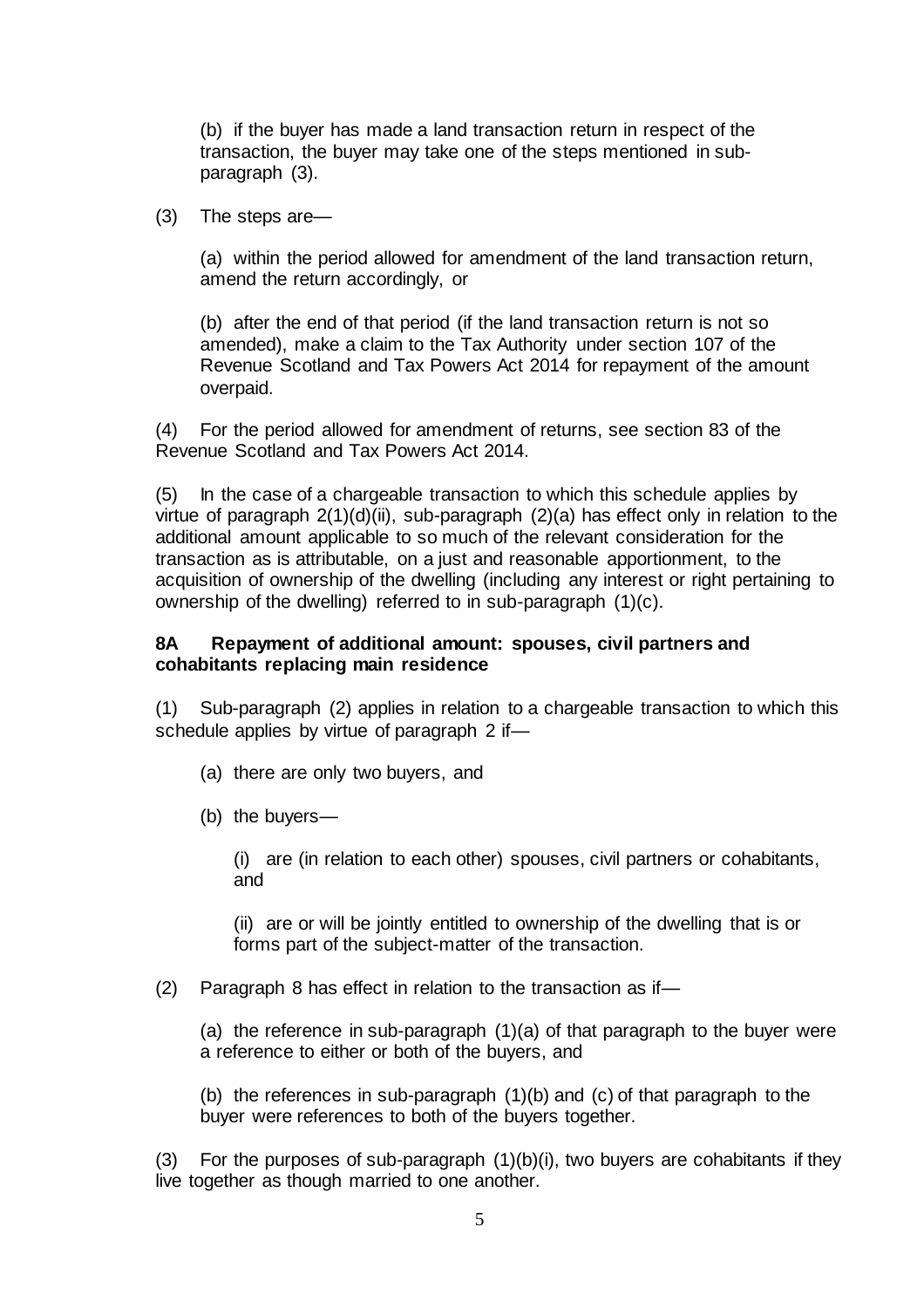(b) if the buyer has made a land transaction return in respect of the transaction, the buyer may take one of the steps mentioned in sub-paragraph (3).

(3) The steps are—

(a) within the period allowed for amendment of the land transaction return, amend the return accordingly, or

(b) after the end of that period (if the land transaction return is not so amended), make a claim to the Tax Authority under section 107 of the Revenue Scotland and Tax Powers Act 2014 for repayment of the amount overpaid.

(4) For the period allowed for amendment of returns, see section 83 of the Revenue Scotland and Tax Powers Act 2014.

(5) In the case of a chargeable transaction to which this schedule applies by virtue of paragraph 2(1)(d)(ii), sub-paragraph (2)(a) has effect only in relation to the additional amount applicable to so much of the relevant consideration for the transaction as is attributable, on a just and reasonable apportionment, to the acquisition of ownership of the dwelling (including any interest or right pertaining to ownership of the dwelling) referred to in sub-paragraph (1)(c).

**8A Repayment of additional amount: spouses, civil partners and cohabitants replacing main residence**

(1) Sub-paragraph (2) applies in relation to a chargeable transaction to which this schedule applies by virtue of paragraph 2 if—

(a) there are only two buyers, and

(b) the buyers—

(i) are (in relation to each other) spouses, civil partners or cohabitants, and

(ii) are or will be jointly entitled to ownership of the dwelling that is or forms part of the subject-matter of the transaction.

(2) Paragraph 8 has effect in relation to the transaction as if—

(a) the reference in sub-paragraph (1)(a) of that paragraph to the buyer were a reference to either or both of the buyers, and

(b) the references in sub-paragraph (1)(b) and (c) of that paragraph to the buyer were references to both of the buyers together.

(3) For the purposes of sub-paragraph (1)(b)(i), two buyers are cohabitants if they live together as though married to one another.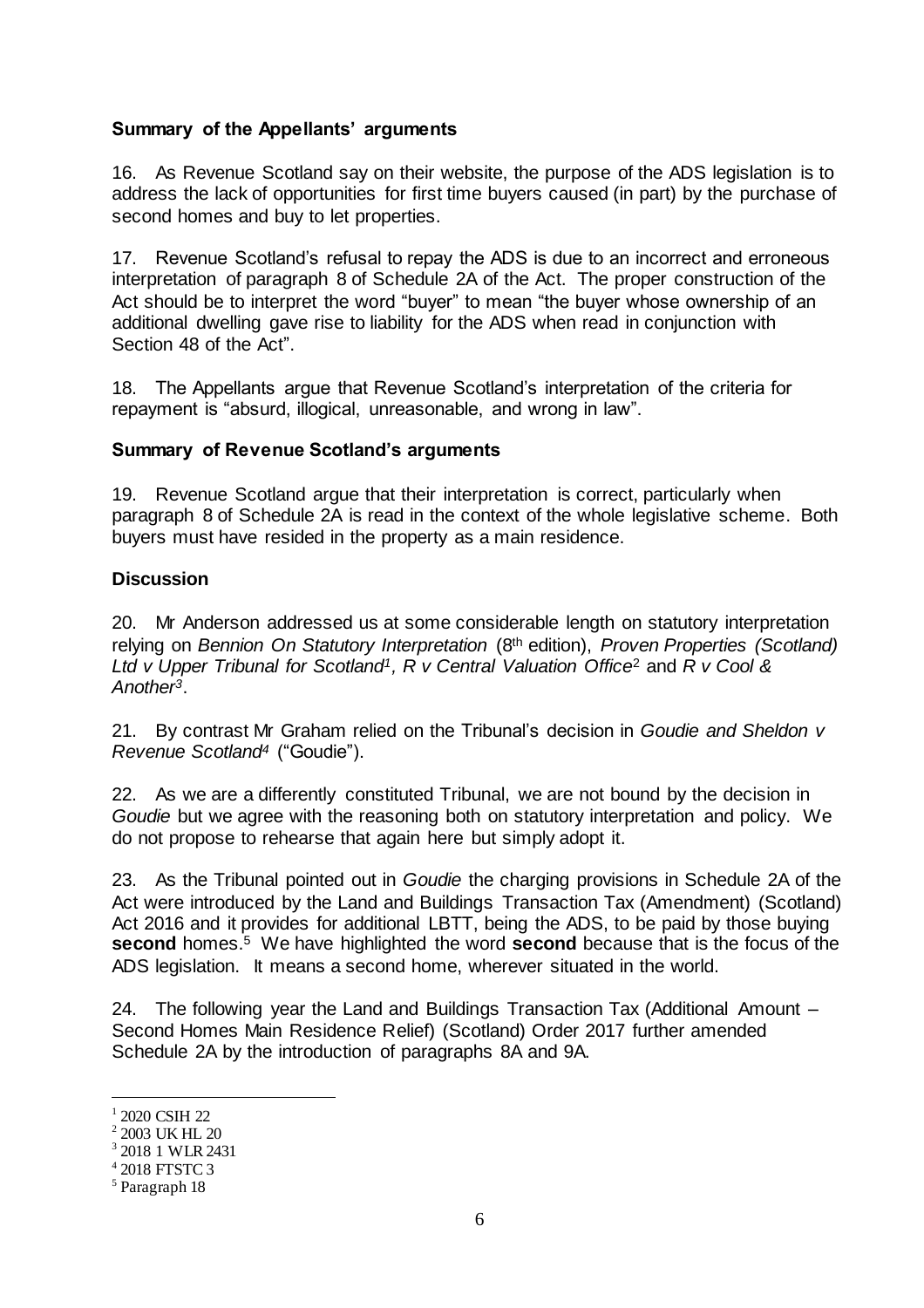### Summary of the Appellants' arguments

16. As Revenue Scotland say on their website, the purpose of the ADS legislation is to address the lack of opportunities for first time buyers caused (in part) by the purchase of second homes and buy to let properties.

17. Revenue Scotland's refusal to repay the ADS is due to an incorrect and erroneous interpretation of paragraph 8 of Schedule 2A of the Act. The proper construction of the Act should be to interpret the word "buyer" to mean "the buyer whose ownership of an additional dwelling gave rise to liability for the ADS when read in conjunction with Section 48 of the Act".

18. The Appellants argue that Revenue Scotland's interpretation of the criteria for repayment is "absurd, illogical, unreasonable, and wrong in law".

### Summary of Revenue Scotland's arguments

19. Revenue Scotland argue that their interpretation is correct, particularly when paragraph 8 of Schedule 2A is read in the context of the whole legislative scheme. Both buyers must have resided in the property as a main residence.

### Discussion

20. Mr Anderson addressed us at some considerable length on statutory interpretation relying on *Bennion On Statutory Interpretation* (8th edition), *Proven Properties (Scotland) Ltd v Upper Tribunal for Scotland*[1], *R v Central Valuation Office*[2] and *R v Cool & Another*[3].

21. By contrast Mr Graham relied on the Tribunal's decision in *Goudie and Sheldon v Revenue Scotland*[4] ("Goudie").

22. As we are a differently constituted Tribunal, we are not bound by the decision in *Goudie* but we agree with the reasoning both on statutory interpretation and policy. We do not propose to rehearse that again here but simply adopt it.

23. As the Tribunal pointed out in *Goudie* the charging provisions in Schedule 2A of the Act were introduced by the Land and Buildings Transaction Tax (Amendment) (Scotland) Act 2016 and it provides for additional LBTT, being the ADS, to be paid by those buying **second** homes.[5] We have highlighted the word **second** because that is the focus of the ADS legislation. It means a second home, wherever situated in the world.

24. The following year the Land and Buildings Transaction Tax (Additional Amount – Second Homes Main Residence Relief) (Scotland) Order 2017 further amended Schedule 2A by the introduction of paragraphs 8A and 9A.

---

[1] 2020 CSIH 22
[2] 2003 UK HL 20
[3] 2018 1 WLR 2431
[4] 2018 FTSTC 3
[5] Paragraph 18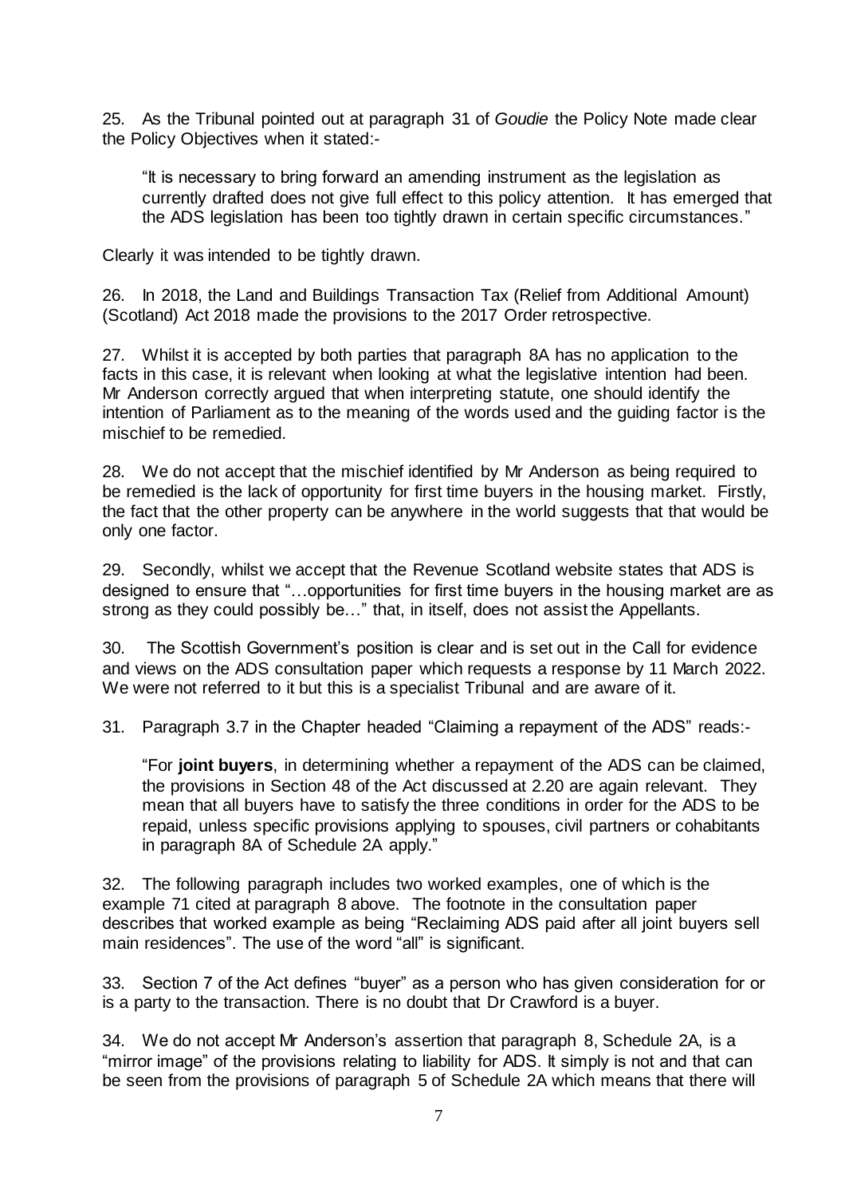25. As the Tribunal pointed out at paragraph 31 of *Goudie* the Policy Note made clear the Policy Objectives when it stated:-

> "It is necessary to bring forward an amending instrument as the legislation as currently drafted does not give full effect to this policy attention. It has emerged that the ADS legislation has been too tightly drawn in certain specific circumstances."

Clearly it was intended to be tightly drawn.

26. In 2018, the Land and Buildings Transaction Tax (Relief from Additional Amount) (Scotland) Act 2018 made the provisions to the 2017 Order retrospective.

27. Whilst it is accepted by both parties that paragraph 8A has no application to the facts in this case, it is relevant when looking at what the legislative intention had been. Mr Anderson correctly argued that when interpreting statute, one should identify the intention of Parliament as to the meaning of the words used and the guiding factor is the mischief to be remedied.

28. We do not accept that the mischief identified by Mr Anderson as being required to be remedied is the lack of opportunity for first time buyers in the housing market. Firstly, the fact that the other property can be anywhere in the world suggests that that would be only one factor.

29. Secondly, whilst we accept that the Revenue Scotland website states that ADS is designed to ensure that "…opportunities for first time buyers in the housing market are as strong as they could possibly be…" that, in itself, does not assist the Appellants.

30. The Scottish Government's position is clear and is set out in the Call for evidence and views on the ADS consultation paper which requests a response by 11 March 2022. We were not referred to it but this is a specialist Tribunal and are aware of it.

31. Paragraph 3.7 in the Chapter headed "Claiming a repayment of the ADS" reads:-

> "For **joint buyers**, in determining whether a repayment of the ADS can be claimed, the provisions in Section 48 of the Act discussed at 2.20 are again relevant. They mean that all buyers have to satisfy the three conditions in order for the ADS to be repaid, unless specific provisions applying to spouses, civil partners or cohabitants in paragraph 8A of Schedule 2A apply."

32. The following paragraph includes two worked examples, one of which is the example 71 cited at paragraph 8 above. The footnote in the consultation paper describes that worked example as being "Reclaiming ADS paid after all joint buyers sell main residences". The use of the word "all" is significant.

33. Section 7 of the Act defines "buyer" as a person who has given consideration for or is a party to the transaction. There is no doubt that Dr Crawford is a buyer.

34. We do not accept Mr Anderson's assertion that paragraph 8, Schedule 2A, is a "mirror image" of the provisions relating to liability for ADS. It simply is not and that can be seen from the provisions of paragraph 5 of Schedule 2A which means that there will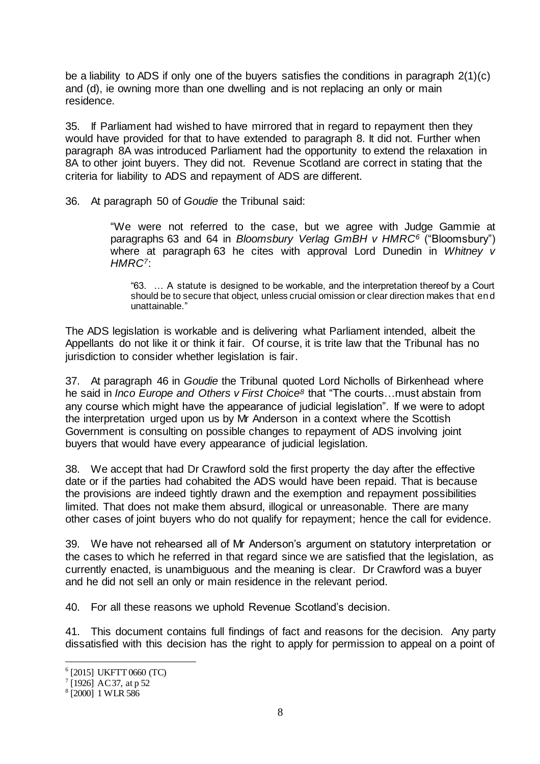be a liability to ADS if only one of the buyers satisfies the conditions in paragraph 2(1)(c) and (d), ie owning more than one dwelling and is not replacing an only or main residence.

35. If Parliament had wished to have mirrored that in regard to repayment then they would have provided for that to have extended to paragraph 8. It did not. Further when paragraph 8A was introduced Parliament had the opportunity to extend the relaxation in 8A to other joint buyers. They did not. Revenue Scotland are correct in stating that the criteria for liability to ADS and repayment of ADS are different.

36. At paragraph 50 of *Goudie* the Tribunal said:

> "We were not referred to the case, but we agree with Judge Gammie at paragraphs 63 and 64 in *Bloomsbury Verlag GmBH v HMRC*[6] ("Bloomsbury") where at paragraph 63 he cites with approval Lord Dunedin in *Whitney v HMRC*[7]:
>
> > "63. … A statute is designed to be workable, and the interpretation thereof by a Court should be to secure that object, unless crucial omission or clear direction makes that end unattainable."

The ADS legislation is workable and is delivering what Parliament intended, albeit the Appellants do not like it or think it fair. Of course, it is trite law that the Tribunal has no jurisdiction to consider whether legislation is fair.

37. At paragraph 46 in *Goudie* the Tribunal quoted Lord Nicholls of Birkenhead where he said in *Inco Europe and Others v First Choice*[8] that "The courts…must abstain from any course which might have the appearance of judicial legislation". If we were to adopt the interpretation urged upon us by Mr Anderson in a context where the Scottish Government is consulting on possible changes to repayment of ADS involving joint buyers that would have every appearance of judicial legislation.

38. We accept that had Dr Crawford sold the first property the day after the effective date or if the parties had cohabited the ADS would have been repaid. That is because the provisions are indeed tightly drawn and the exemption and repayment possibilities limited. That does not make them absurd, illogical or unreasonable. There are many other cases of joint buyers who do not qualify for repayment; hence the call for evidence.

39. We have not rehearsed all of Mr Anderson's argument on statutory interpretation or the cases to which he referred in that regard since we are satisfied that the legislation, as currently enacted, is unambiguous and the meaning is clear. Dr Crawford was a buyer and he did not sell an only or main residence in the relevant period.

40. For all these reasons we uphold Revenue Scotland's decision.

41. This document contains full findings of fact and reasons for the decision. Any party dissatisfied with this decision has the right to apply for permission to appeal on a point of

---

[6] [2015] UKFTT 0660 (TC)

[7] [1926] AC 37, at p 52

[8] [2000] 1 WLR 586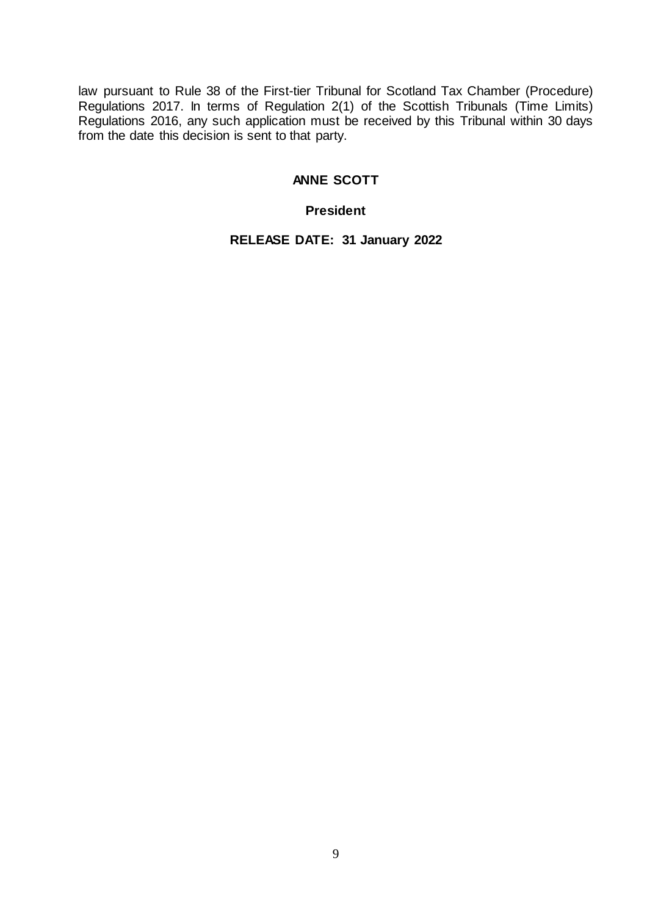law pursuant to Rule 38 of the First-tier Tribunal for Scotland Tax Chamber (Procedure) Regulations 2017. In terms of Regulation 2(1) of the Scottish Tribunals (Time Limits) Regulations 2016, any such application must be received by this Tribunal within 30 days from the date this decision is sent to that party.

**ANNE SCOTT**

**President**

**RELEASE DATE: 31 January 2022**